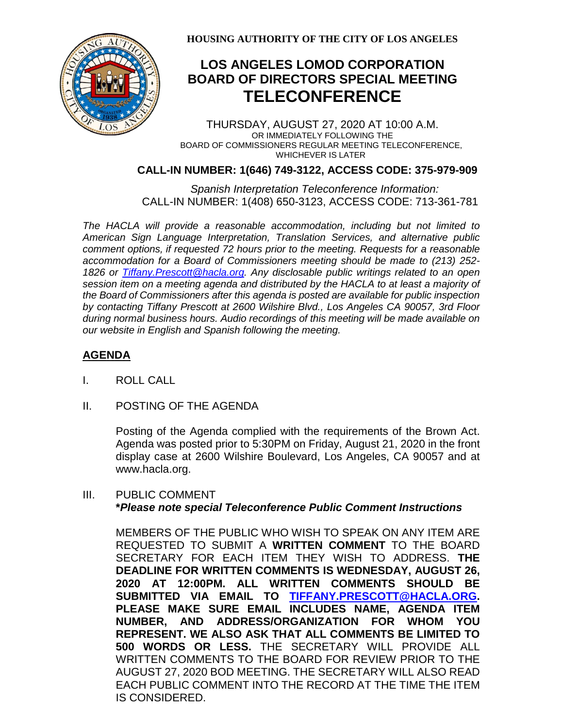**HOUSING AUTHORITY OF THE CITY OF LOS ANGELES**

# LOS ANGELES LOMOD CORPORATION BOARD OF DIRECTORS SPECIAL MEETING
# TELECONFERENCE

THURSDAY, AUGUST 27, 2020 AT 10:00 A.M.
OR IMMEDIATELY FOLLOWING THE
BOARD OF COMMISSIONERS REGULAR MEETING TELECONFERENCE,
WHICHEVER IS LATER

**CALL-IN NUMBER: 1(646) 749-3122, ACCESS CODE: 375-979-909**

*Spanish Interpretation Teleconference Information:*
CALL-IN NUMBER: 1(408) 650-3123, ACCESS CODE: 713-361-781

*The HACLA will provide a reasonable accommodation, including but not limited to American Sign Language Interpretation, Translation Services, and alternative public comment options, if requested 72 hours prior to the meeting. Requests for a reasonable accommodation for a Board of Commissioners meeting should be made to (213) 252-1826 or Tiffany.Prescott@hacla.org. Any disclosable public writings related to an open session item on a meeting agenda and distributed by the HACLA to at least a majority of the Board of Commissioners after this agenda is posted are available for public inspection by contacting Tiffany Prescott at 2600 Wilshire Blvd., Los Angeles CA 90057, 3rd Floor during normal business hours. Audio recordings of this meeting will be made available on our website in English and Spanish following the meeting.*

## AGENDA

I. ROLL CALL

II. POSTING OF THE AGENDA

Posting of the Agenda complied with the requirements of the Brown Act. Agenda was posted prior to 5:30PM on Friday, August 21, 2020 in the front display case at 2600 Wilshire Boulevard, Los Angeles, CA 90057 and at www.hacla.org.

III. PUBLIC COMMENT
**\****Please note special Teleconference Public Comment Instructions***

MEMBERS OF THE PUBLIC WHO WISH TO SPEAK ON ANY ITEM ARE REQUESTED TO SUBMIT A **WRITTEN COMMENT** TO THE BOARD SECRETARY FOR EACH ITEM THEY WISH TO ADDRESS. **THE DEADLINE FOR WRITTEN COMMENTS IS WEDNESDAY, AUGUST 26, 2020 AT 12:00PM. ALL WRITTEN COMMENTS SHOULD BE SUBMITTED VIA EMAIL TO TIFFANY.PRESCOTT@HACLA.ORG. PLEASE MAKE SURE EMAIL INCLUDES NAME, AGENDA ITEM NUMBER, AND ADDRESS/ORGANIZATION FOR WHOM YOU REPRESENT. WE ALSO ASK THAT ALL COMMENTS BE LIMITED TO 500 WORDS OR LESS.** THE SECRETARY WILL PROVIDE ALL WRITTEN COMMENTS TO THE BOARD FOR REVIEW PRIOR TO THE AUGUST 27, 2020 BOD MEETING. THE SECRETARY WILL ALSO READ EACH PUBLIC COMMENT INTO THE RECORD AT THE TIME THE ITEM IS CONSIDERED.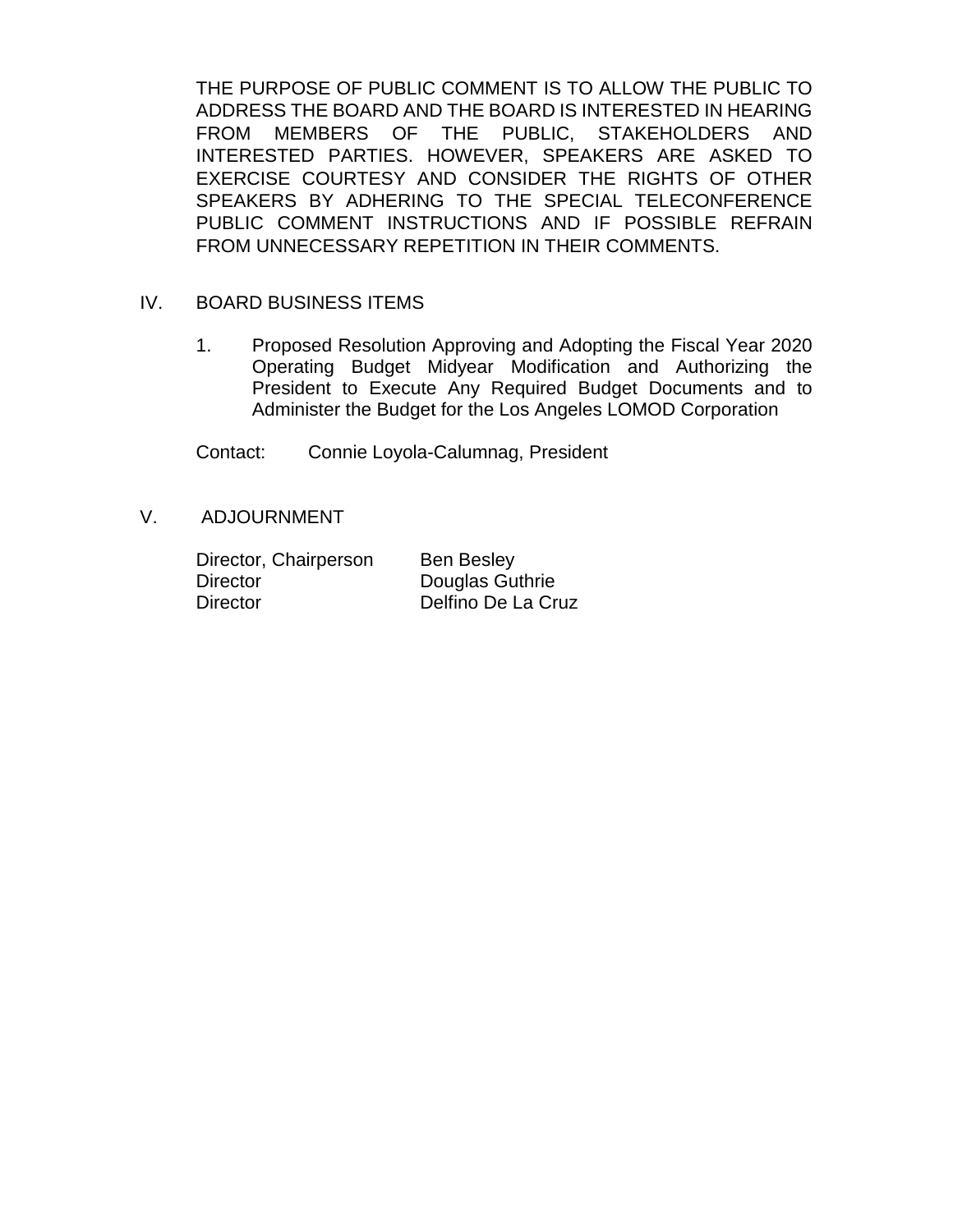THE PURPOSE OF PUBLIC COMMENT IS TO ALLOW THE PUBLIC TO ADDRESS THE BOARD AND THE BOARD IS INTERESTED IN HEARING FROM MEMBERS OF THE PUBLIC, STAKEHOLDERS AND INTERESTED PARTIES. HOWEVER, SPEAKERS ARE ASKED TO EXERCISE COURTESY AND CONSIDER THE RIGHTS OF OTHER SPEAKERS BY ADHERING TO THE SPECIAL TELECONFERENCE PUBLIC COMMENT INSTRUCTIONS AND IF POSSIBLE REFRAIN FROM UNNECESSARY REPETITION IN THEIR COMMENTS.

IV. BOARD BUSINESS ITEMS

1. Proposed Resolution Approving and Adopting the Fiscal Year 2020 Operating Budget Midyear Modification and Authorizing the President to Execute Any Required Budget Documents and to Administer the Budget for the Los Angeles LOMOD Corporation

Contact: Connie Loyola-Calumnag, President

V. ADJOURNMENT

| | |
|---|---|
| Director, Chairperson | Ben Besley |
| Director | Douglas Guthrie |
| Director | Delfino De La Cruz |